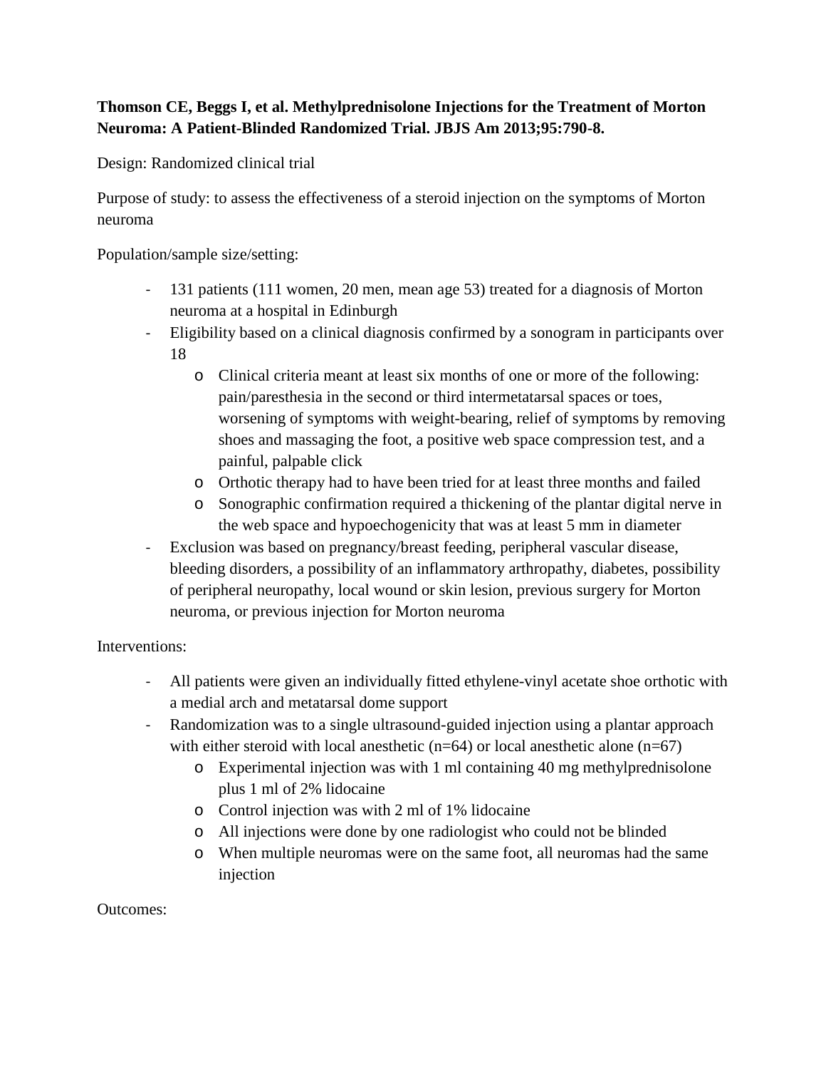**Thomson CE, Beggs I, et al. Methylprednisolone Injections for the Treatment of Morton Neuroma: A Patient-Blinded Randomized Trial. JBJS Am 2013;95:790-8.**

Design: Randomized clinical trial

Purpose of study: to assess the effectiveness of a steroid injection on the symptoms of Morton neuroma

Population/sample size/setting:

- 131 patients (111 women, 20 men, mean age 53) treated for a diagnosis of Morton neuroma at a hospital in Edinburgh
- Eligibility based on a clinical diagnosis confirmed by a sonogram in participants over 18
    - Clinical criteria meant at least six months of one or more of the following: pain/paresthesia in the second or third intermetatarsal spaces or toes, worsening of symptoms with weight-bearing, relief of symptoms by removing shoes and massaging the foot, a positive web space compression test, and a painful, palpable click
    - Orthotic therapy had to have been tried for at least three months and failed
    - Sonographic confirmation required a thickening of the plantar digital nerve in the web space and hypoechogenicity that was at least 5 mm in diameter
- Exclusion was based on pregnancy/breast feeding, peripheral vascular disease, bleeding disorders, a possibility of an inflammatory arthropathy, diabetes, possibility of peripheral neuropathy, local wound or skin lesion, previous surgery for Morton neuroma, or previous injection for Morton neuroma

Interventions:

- All patients were given an individually fitted ethylene-vinyl acetate shoe orthotic with a medial arch and metatarsal dome support
- Randomization was to a single ultrasound-guided injection using a plantar approach with either steroid with local anesthetic (n=64) or local anesthetic alone (n=67)
    - Experimental injection was with 1 ml containing 40 mg methylprednisolone plus 1 ml of 2% lidocaine
    - Control injection was with 2 ml of 1% lidocaine
    - All injections were done by one radiologist who could not be blinded
    - When multiple neuromas were on the same foot, all neuromas had the same injection

Outcomes: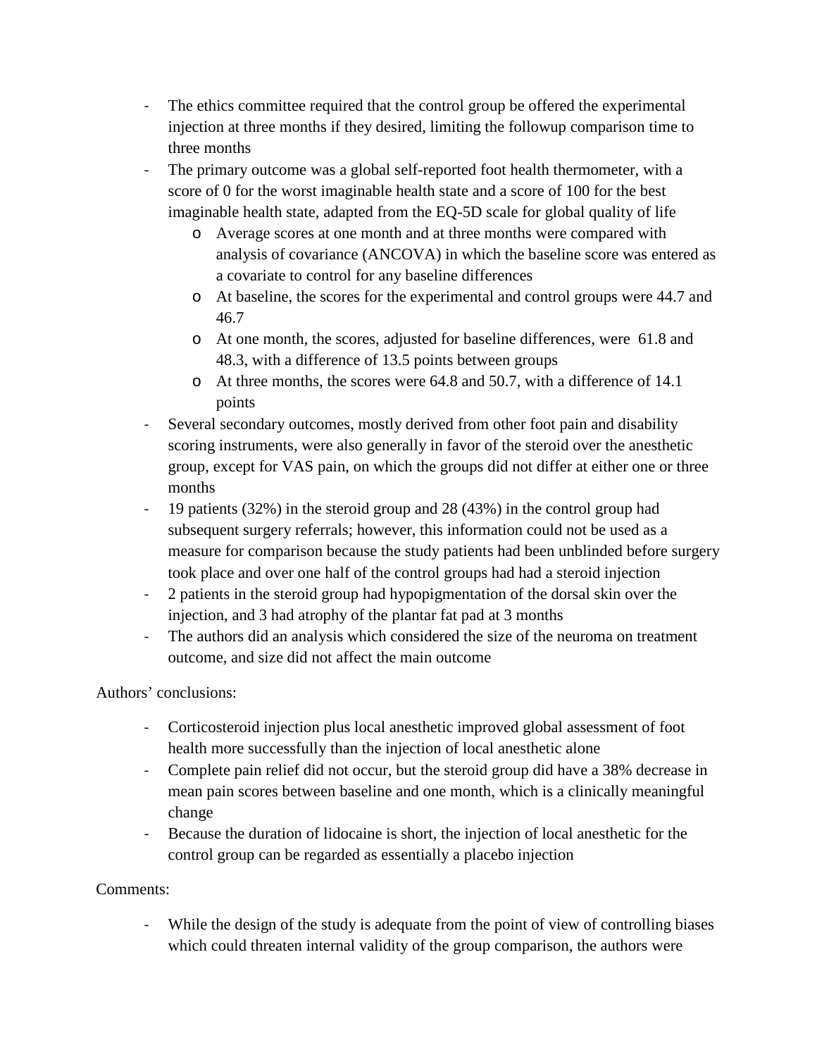- The ethics committee required that the control group be offered the experimental injection at three months if they desired, limiting the followup comparison time to three months
- The primary outcome was a global self-reported foot health thermometer, with a score of 0 for the worst imaginable health state and a score of 100 for the best imaginable health state, adapted from the EQ-5D scale for global quality of life
  - Average scores at one month and at three months were compared with analysis of covariance (ANCOVA) in which the baseline score was entered as a covariate to control for any baseline differences
  - At baseline, the scores for the experimental and control groups were 44.7 and 46.7
  - At one month, the scores, adjusted for baseline differences, were 61.8 and 48.3, with a difference of 13.5 points between groups
  - At three months, the scores were 64.8 and 50.7, with a difference of 14.1 points
- Several secondary outcomes, mostly derived from other foot pain and disability scoring instruments, were also generally in favor of the steroid over the anesthetic group, except for VAS pain, on which the groups did not differ at either one or three months
- 19 patients (32%) in the steroid group and 28 (43%) in the control group had subsequent surgery referrals; however, this information could not be used as a measure for comparison because the study patients had been unblinded before surgery took place and over one half of the control groups had had a steroid injection
- 2 patients in the steroid group had hypopigmentation of the dorsal skin over the injection, and 3 had atrophy of the plantar fat pad at 3 months
- The authors did an analysis which considered the size of the neuroma on treatment outcome, and size did not affect the main outcome

Authors' conclusions:

- Corticosteroid injection plus local anesthetic improved global assessment of foot health more successfully than the injection of local anesthetic alone
- Complete pain relief did not occur, but the steroid group did have a 38% decrease in mean pain scores between baseline and one month, which is a clinically meaningful change
- Because the duration of lidocaine is short, the injection of local anesthetic for the control group can be regarded as essentially a placebo injection

Comments:

- While the design of the study is adequate from the point of view of controlling biases which could threaten internal validity of the group comparison, the authors were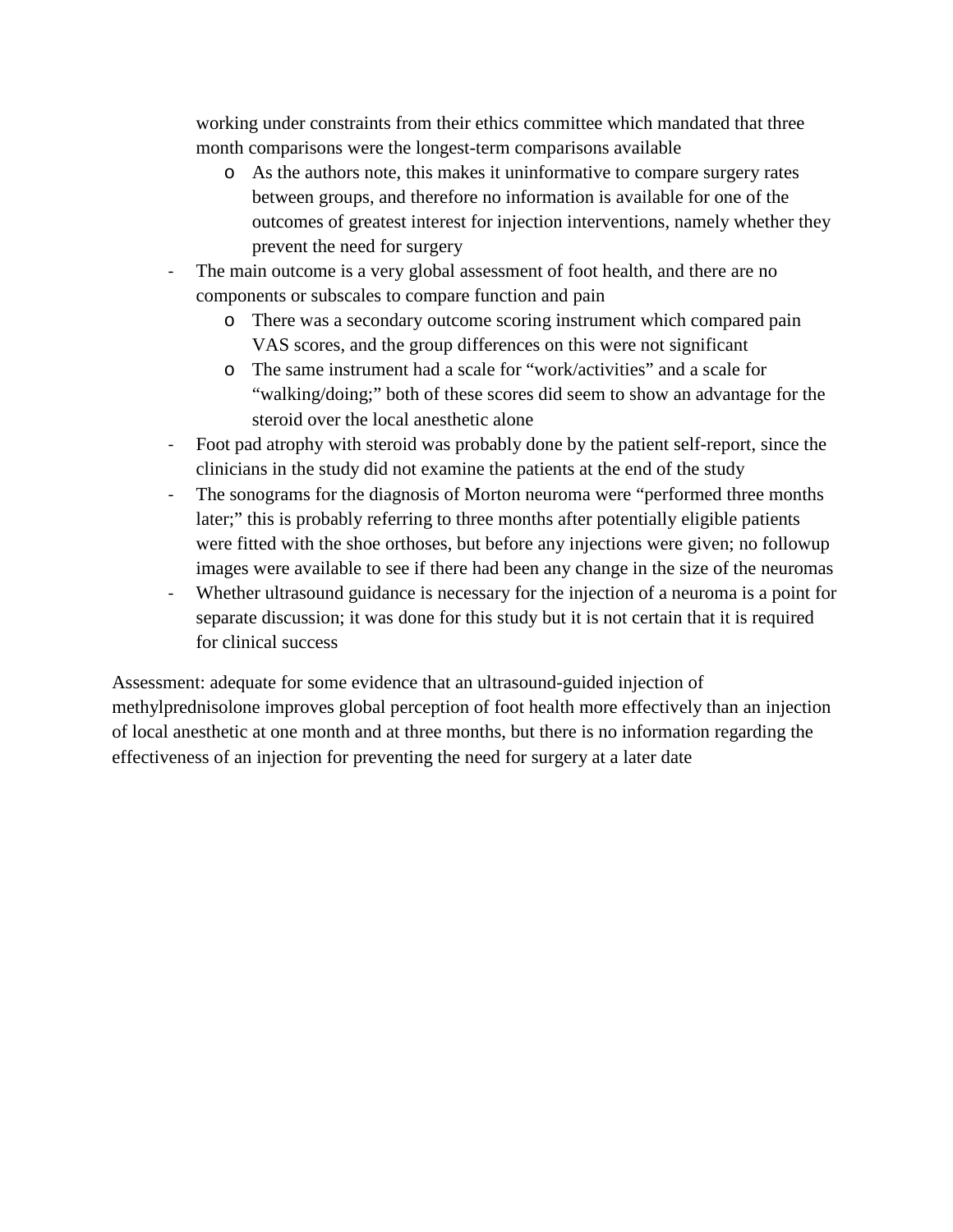working under constraints from their ethics committee which mandated that three month comparisons were the longest-term comparisons available

  - As the authors note, this makes it uninformative to compare surgery rates between groups, and therefore no information is available for one of the outcomes of greatest interest for injection interventions, namely whether they prevent the need for surgery

- The main outcome is a very global assessment of foot health, and there are no components or subscales to compare function and pain
  - There was a secondary outcome scoring instrument which compared pain VAS scores, and the group differences on this were not significant
  - The same instrument had a scale for "work/activities" and a scale for "walking/doing;" both of these scores did seem to show an advantage for the steroid over the local anesthetic alone
- Foot pad atrophy with steroid was probably done by the patient self-report, since the clinicians in the study did not examine the patients at the end of the study
- The sonograms for the diagnosis of Morton neuroma were "performed three months later;" this is probably referring to three months after potentially eligible patients were fitted with the shoe orthoses, but before any injections were given; no followup images were available to see if there had been any change in the size of the neuromas
- Whether ultrasound guidance is necessary for the injection of a neuroma is a point for separate discussion; it was done for this study but it is not certain that it is required for clinical success

Assessment: adequate for some evidence that an ultrasound-guided injection of methylprednisolone improves global perception of foot health more effectively than an injection of local anesthetic at one month and at three months, but there is no information regarding the effectiveness of an injection for preventing the need for surgery at a later date